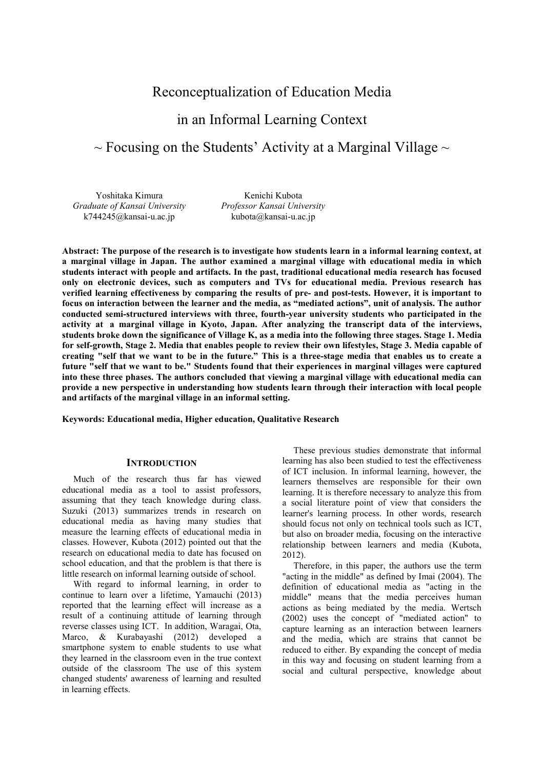# Reconceptualization of Education Media

# in an Informal Learning Context

# ~ Focusing on the Students' Activity at a Marginal Village ~

Yoshitaka Kimura
*Graduate of Kansai University*
k744245@kansai-u.ac.jp

Kenichi Kubota
*Professor Kansai University*
kubota@kansai-u.ac.jp

**Abstract: The purpose of the research is to investigate how students learn in a informal learning context, at a marginal village in Japan. The author examined a marginal village with educational media in which students interact with people and artifacts. In the past, traditional educational media research has focused only on electronic devices, such as computers and TVs for educational media. Previous research has verified learning effectiveness by comparing the results of pre- and post-tests. However, it is important to focus on interaction between the learner and the media, as "mediated actions", unit of analysis. The author conducted semi-structured interviews with three, fourth-year university students who participated in the activity at a marginal village in Kyoto, Japan. After analyzing the transcript data of the interviews, students broke down the significance of Village K, as a media into the following three stages. Stage 1. Media for self-growth, Stage 2. Media that enables people to review their own lifestyles, Stage 3. Media capable of creating "self that we want to be in the future." This is a three-stage media that enables us to create a future "self that we want to be." Students found that their experiences in marginal villages were captured into these three phases. The authors concluded that viewing a marginal village with educational media can provide a new perspective in understanding how students learn through their interaction with local people and artifacts of the marginal village in an informal setting.**

**Keywords: Educational media, Higher education, Qualitative Research**

## INTRODUCTION

Much of the research thus far has viewed educational media as a tool to assist professors, assuming that they teach knowledge during class. Suzuki (2013) summarizes trends in research on educational media as having many studies that measure the learning effects of educational media in classes. However, Kubota (2012) pointed out that the research on educational media to date has focused on school education, and that the problem is that there is little research on informal learning outside of school.

With regard to informal learning, in order to continue to learn over a lifetime, Yamauchi (2013) reported that the learning effect will increase as a result of a continuing attitude of learning through reverse classes using ICT. In addition, Waragai, Ota, Marco, & Kurabayashi (2012) developed a smartphone system to enable students to use what they learned in the classroom even in the true context outside of the classroom The use of this system changed students' awareness of learning and resulted in learning effects.

These previous studies demonstrate that informal learning has also been studied to test the effectiveness of ICT inclusion. In informal learning, however, the learners themselves are responsible for their own learning. It is therefore necessary to analyze this from a social literature point of view that considers the learner's learning process. In other words, research should focus not only on technical tools such as ICT, but also on broader media, focusing on the interactive relationship between learners and media (Kubota, 2012).

Therefore, in this paper, the authors use the term "acting in the middle" as defined by Imai (2004). The definition of educational media as "acting in the middle" means that the media perceives human actions as being mediated by the media. Wertsch (2002) uses the concept of "mediated action" to capture learning as an interaction between learners and the media, which are strains that cannot be reduced to either. By expanding the concept of media in this way and focusing on student learning from a social and cultural perspective, knowledge about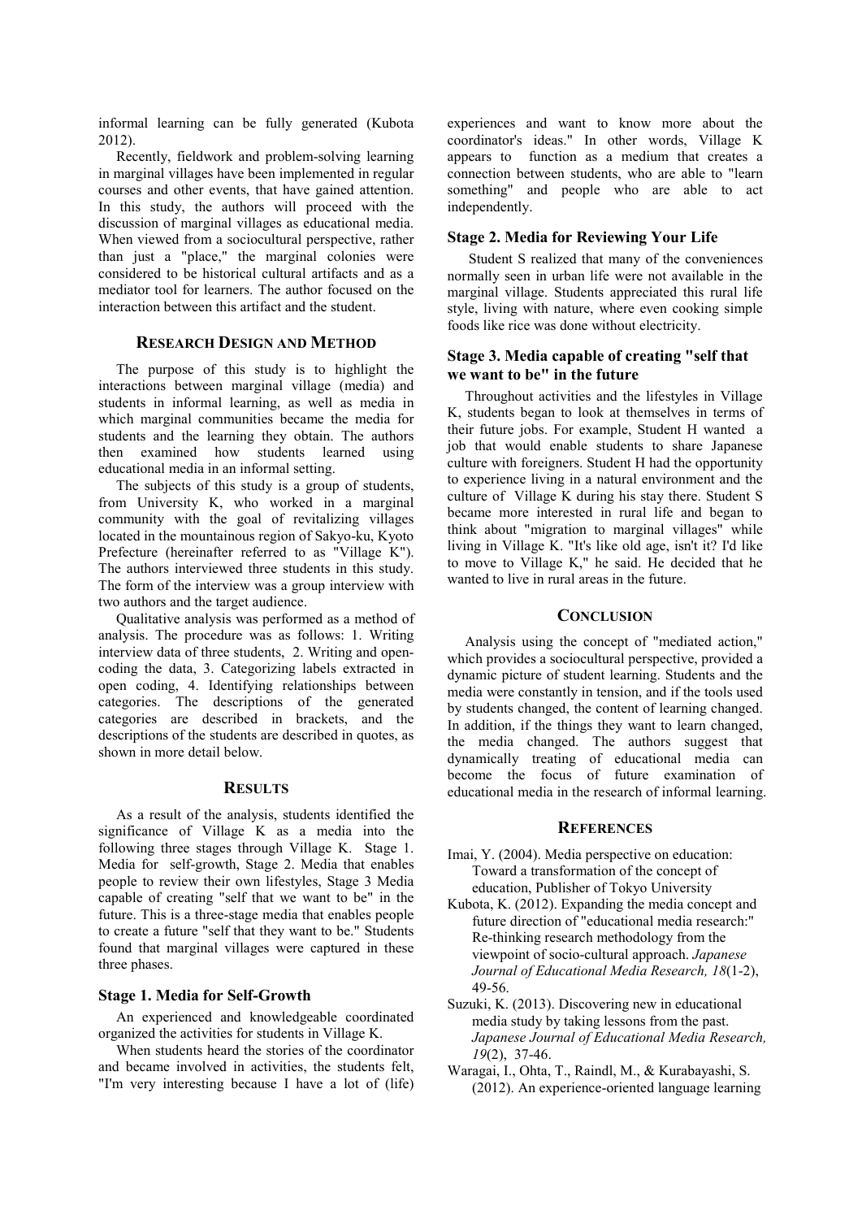informal learning can be fully generated (Kubota 2012).

Recently, fieldwork and problem-solving learning in marginal villages have been implemented in regular courses and other events, that have gained attention. In this study, the authors will proceed with the discussion of marginal villages as educational media. When viewed from a sociocultural perspective, rather than just a "place," the marginal colonies were considered to be historical cultural artifacts and as a mediator tool for learners. The author focused on the interaction between this artifact and the student.

## RESEARCH DESIGN AND METHOD

The purpose of this study is to highlight the interactions between marginal village (media) and students in informal learning, as well as media in which marginal communities became the media for students and the learning they obtain. The authors then examined how students learned using educational media in an informal setting.

The subjects of this study is a group of students, from University K, who worked in a marginal community with the goal of revitalizing villages located in the mountainous region of Sakyo-ku, Kyoto Prefecture (hereinafter referred to as "Village K"). The authors interviewed three students in this study. The form of the interview was a group interview with two authors and the target audience.

Qualitative analysis was performed as a method of analysis. The procedure was as follows: 1. Writing interview data of three students, 2. Writing and open-coding the data, 3. Categorizing labels extracted in open coding, 4. Identifying relationships between categories. The descriptions of the generated categories are described in brackets, and the descriptions of the students are described in quotes, as shown in more detail below.

## RESULTS

As a result of the analysis, students identified the significance of Village K as a media into the following three stages through Village K. Stage 1. Media for self-growth, Stage 2. Media that enables people to review their own lifestyles, Stage 3 Media capable of creating "self that we want to be" in the future. This is a three-stage media that enables people to create a future "self that they want to be." Students found that marginal villages were captured in these three phases.

### Stage 1. Media for Self-Growth

An experienced and knowledgeable coordinated organized the activities for students in Village K.

When students heard the stories of the coordinator and became involved in activities, the students felt, "I'm very interesting because I have a lot of (life) experiences and want to know more about the coordinator's ideas." In other words, Village K appears to function as a medium that creates a connection between students, who are able to "learn something" and people who are able to act independently.

### Stage 2. Media for Reviewing Your Life

Student S realized that many of the conveniences normally seen in urban life were not available in the marginal village. Students appreciated this rural life style, living with nature, where even cooking simple foods like rice was done without electricity.

### Stage 3. Media capable of creating "self that we want to be" in the future

Throughout activities and the lifestyles in Village K, students began to look at themselves in terms of their future jobs. For example, Student H wanted a job that would enable students to share Japanese culture with foreigners. Student H had the opportunity to experience living in a natural environment and the culture of Village K during his stay there. Student S became more interested in rural life and began to think about "migration to marginal villages" while living in Village K. "It's like old age, isn't it? I'd like to move to Village K," he said. He decided that he wanted to live in rural areas in the future.

## CONCLUSION

Analysis using the concept of "mediated action," which provides a sociocultural perspective, provided a dynamic picture of student learning. Students and the media were constantly in tension, and if the tools used by students changed, the content of learning changed. In addition, if the things they want to learn changed, the media changed. The authors suggest that dynamically treating of educational media can become the focus of future examination of educational media in the research of informal learning.

## REFERENCES

Imai, Y. (2004). Media perspective on education: Toward a transformation of the concept of education, Publisher of Tokyo University

Kubota, K. (2012). Expanding the media concept and future direction of "educational media research:" Re-thinking research methodology from the viewpoint of socio-cultural approach. *Japanese Journal of Educational Media Research, 18*(1-2), 49-56.

Suzuki, K. (2013). Discovering new in educational media study by taking lessons from the past. *Japanese Journal of Educational Media Research, 19*(2), 37-46.

Waragai, I., Ohta, T., Raindl, M., & Kurabayashi, S. (2012). An experience-oriented language learning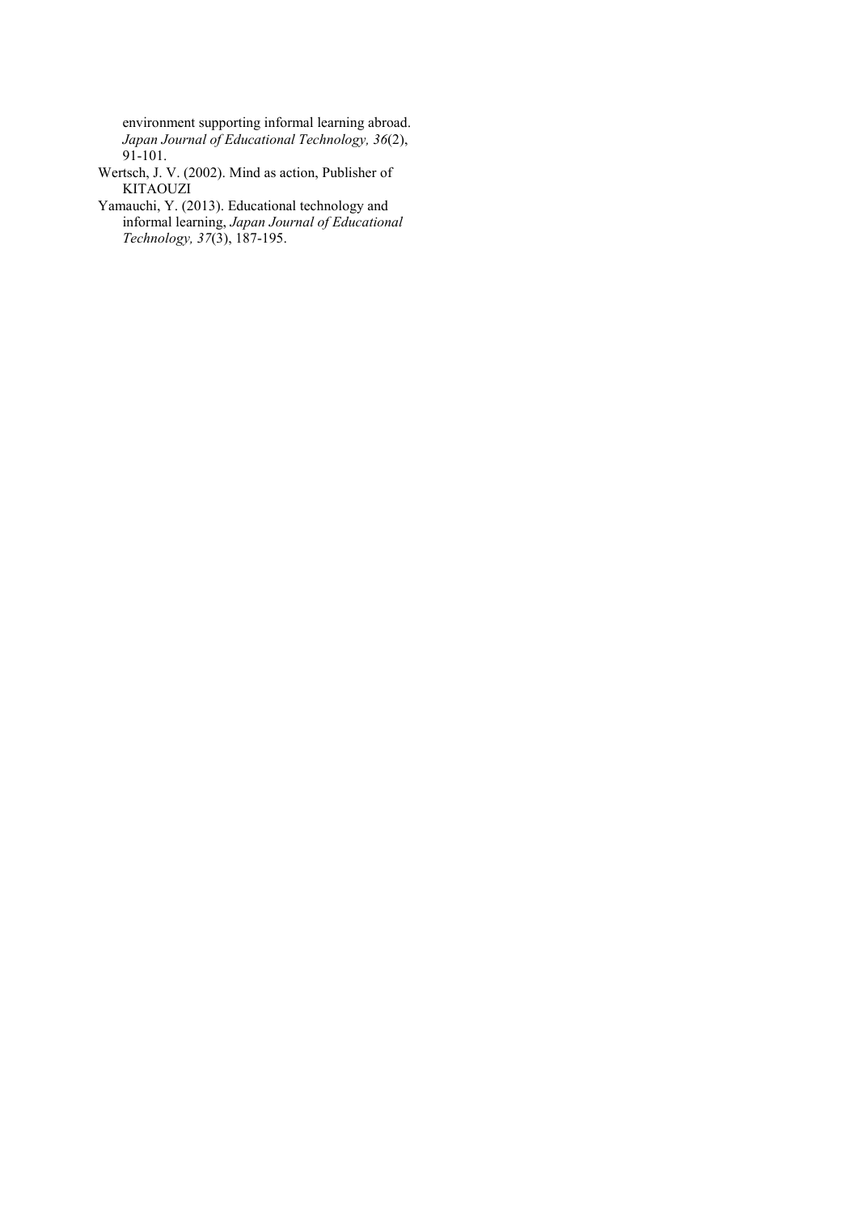environment supporting informal learning abroad. *Japan Journal of Educational Technology, 36*(2), 91-101.

Wertsch, J. V. (2002). Mind as action, Publisher of KITAOUZI

Yamauchi, Y. (2013). Educational technology and informal learning, *Japan Journal of Educational Technology, 37*(3), 187-195.